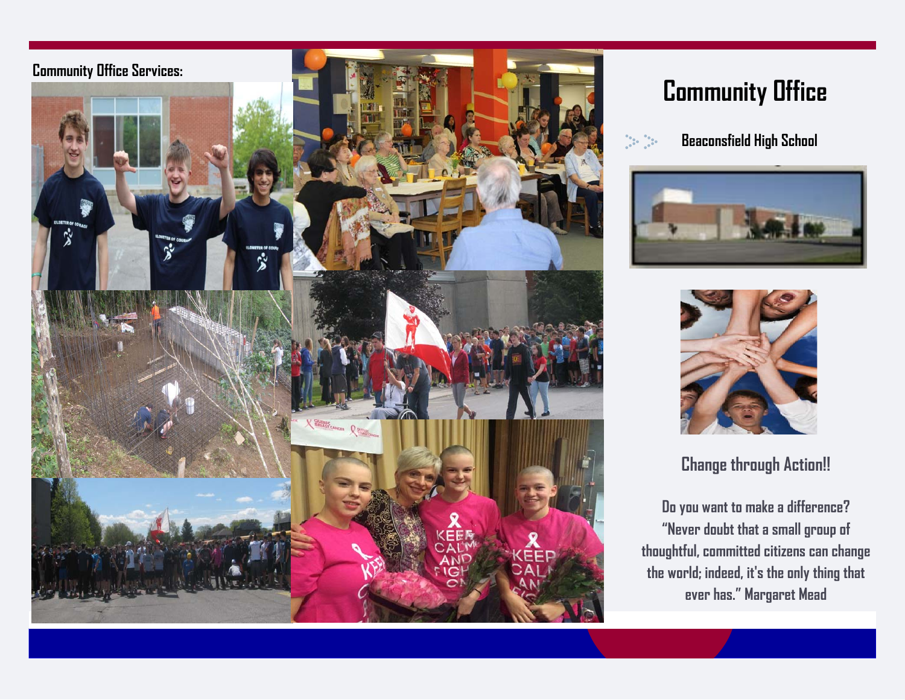**Community Office Services:**

# Community Office

## Beaconsfield High School

### Change through Action!!

Do you want to make a difference? "Never doubt that a small group of thoughtful, committed citizens can change the world; indeed, it's the only thing that ever has." Margaret Mead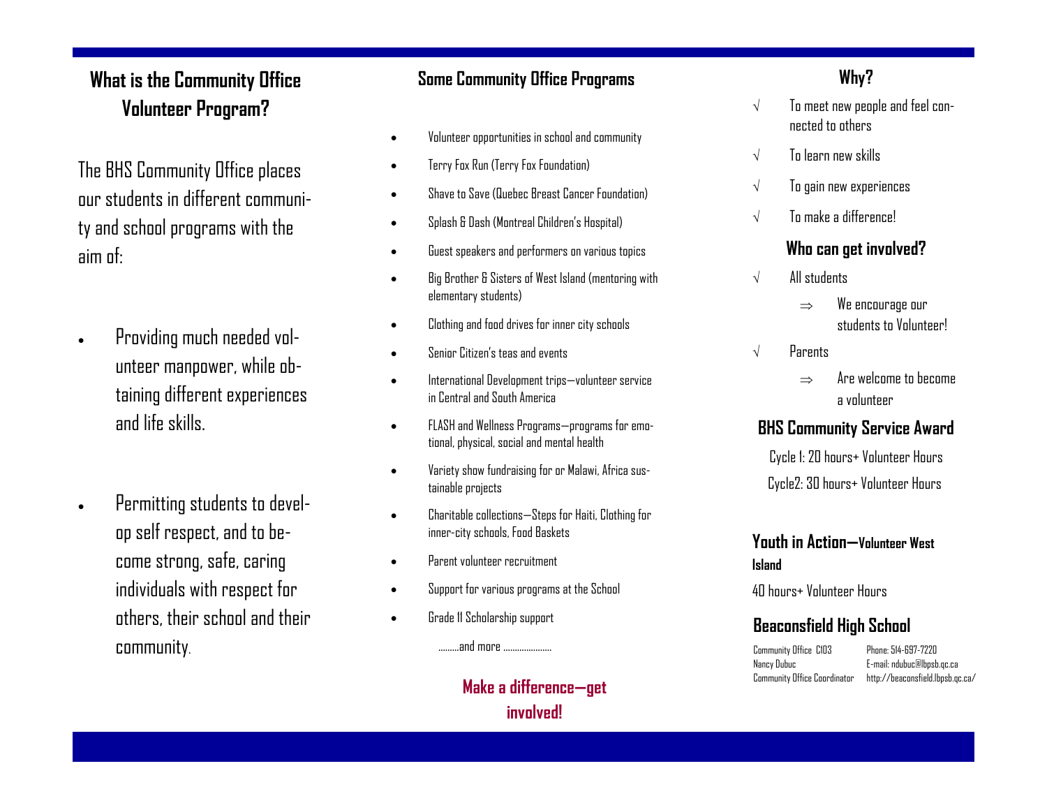## What is the Community Office Volunteer Program?

The BHS Community Office places our students in different community and school programs with the aim of:

- Providing much needed volunteer manpower, while obtaining different experiences and life skills.
- Permitting students to develop self respect, and to become strong, safe, caring individuals with respect for others, their school and their community.

## Some Community Office Programs

- Volunteer opportunities in school and community
- Terry Fox Run (Terry Fox Foundation)
- Shave to Save (Quebec Breast Cancer Foundation)
- Splash & Dash (Montreal Children's Hospital)
- Guest speakers and performers on various topics
- Big Brother & Sisters of West Island (mentoring with elementary students)
- Clothing and food drives for inner city schools
- Senior Citizen's teas and events
- International Development trips—volunteer service in Central and South America
- FLASH and Wellness Programs—programs for emotional, physical, social and mental health
- Variety show fundraising for or Malawi, Africa sustainable projects
- Charitable collections—Steps for Haiti, Clothing for inner-city schools, Food Baskets
- Parent volunteer recruitment
- Support for various programs at the School
- Grade 11 Scholarship support

.........and more .....................

**Make a difference—get involved!**

## Why?

- √ To meet new people and feel connected to others
- √ To learn new skills
- √ To gain new experiences
- √ To make a difference!

## Who can get involved?

- √ All students
  - ⇒ We encourage our students to Volunteer!
- √ Parents
  - ⇒ Are welcome to become a volunteer

## BHS Community Service Award

Cycle 1: 20 hours+ Volunteer Hours

Cycle2: 30 hours+ Volunteer Hours

## Youth in Action—Volunteer West Island

40 hours+ Volunteer Hours

## Beaconsfield High School

Community Office C103
Nancy Dubuc
Community Office Coordinator

Phone: 514-697-7220
E-mail: ndubuc@lbpsb.qc.ca
http://beaconsfield.lbpsb.qc.ca/